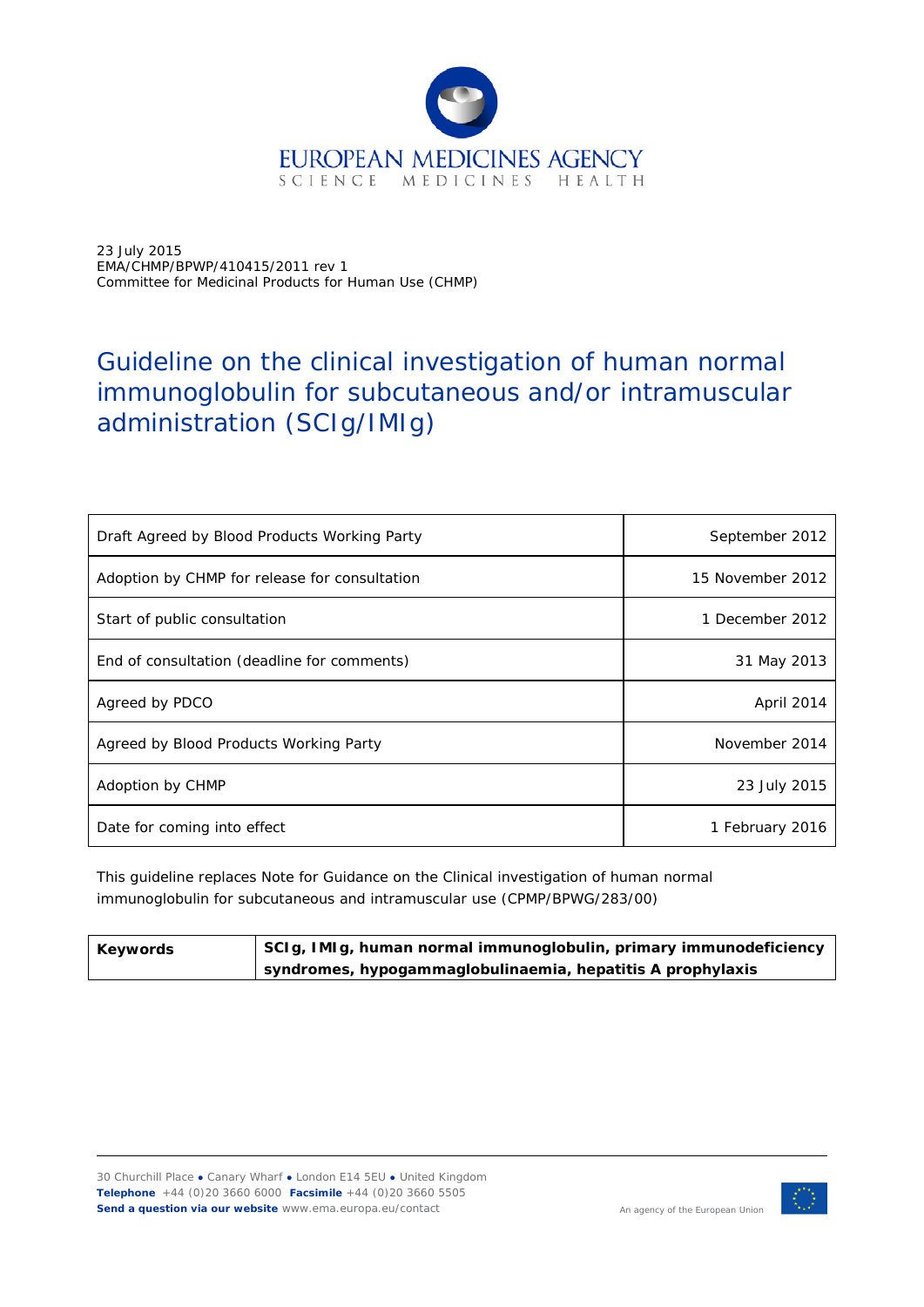EUROPEAN MEDICINES AGENCY
SCIENCE MEDICINES HEALTH

23 July 2015
EMA/CHMP/BPWP/410415/2011 rev 1
Committee for Medicinal Products for Human Use (CHMP)

# Guideline on the clinical investigation of human normal immunoglobulin for subcutaneous and/or intramuscular administration (SCIg/IMIg)

| | |
|---|---|
| Draft Agreed by Blood Products Working Party | September 2012 |
| Adoption by CHMP for release for consultation | 15 November 2012 |
| Start of public consultation | 1 December 2012 |
| End of consultation (deadline for comments) | 31 May 2013 |
| Agreed by PDCO | April 2014 |
| Agreed by Blood Products Working Party | November 2014 |
| Adoption by CHMP | 23 July 2015 |
| Date for coming into effect | 1 February 2016 |

This guideline replaces Note for Guidance on the Clinical investigation of human normal immunoglobulin for subcutaneous and intramuscular use (CPMP/BPWG/283/00)

| | |
|---|---|
| **Keywords** | **SCIg, IMIg, human normal immunoglobulin, primary immunodeficiency syndromes, hypogammaglobulinaemia, hepatitis A prophylaxis** |

30 Churchill Place ● Canary Wharf ● London E14 5EU ● United Kingdom
**Telephone** +44 (0)20 3660 6000 **Facsimile** +44 (0)20 3660 5505
**Send a question via our website** www.ema.europa.eu/contact

An agency of the European Union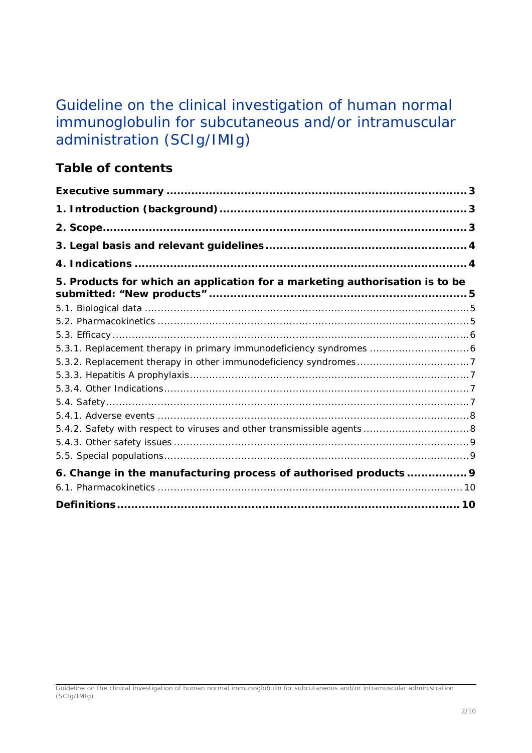# Guideline on the clinical investigation of human normal immunoglobulin for subcutaneous and/or intramuscular administration (SCIg/IMIg)

## Table of contents

**Executive summary** ..................................................................................... **3**

**1. Introduction (background)** ..................................................................... **3**

**2. Scope** ........................................................................................................ **3**

**3. Legal basis and relevant guidelines** ....................................................... **4**

**4. Indications** ............................................................................................... **4**

**5. Products for which an application for a marketing authorisation is to be submitted: "New products"** ........................................................................ **5**

5.1. Biological data ............................................................................................ 5

5.2. Pharmacokinetics ........................................................................................ 5

5.3. Efficacy ...................................................................................................... 6

5.3.1. Replacement therapy in primary immunodeficiency syndromes .................... 6

5.3.2. Replacement therapy in other immunodeficiency syndromes ......................... 7

5.3.3. Hepatitis A prophylaxis .............................................................................. 7

5.3.4. Other Indications ...................................................................................... 7

5.4. Safety ......................................................................................................... 7

5.4.1. Adverse events ......................................................................................... 8

5.4.2. Safety with respect to viruses and other transmissible agents ....................... 8

5.4.3. Other safety issues .................................................................................... 9

5.5. Special populations ...................................................................................... 9

**6. Change in the manufacturing process of authorised products** ................... **9**

6.1. Pharmacokinetics ........................................................................................ 10

**Definitions** .................................................................................................. **10**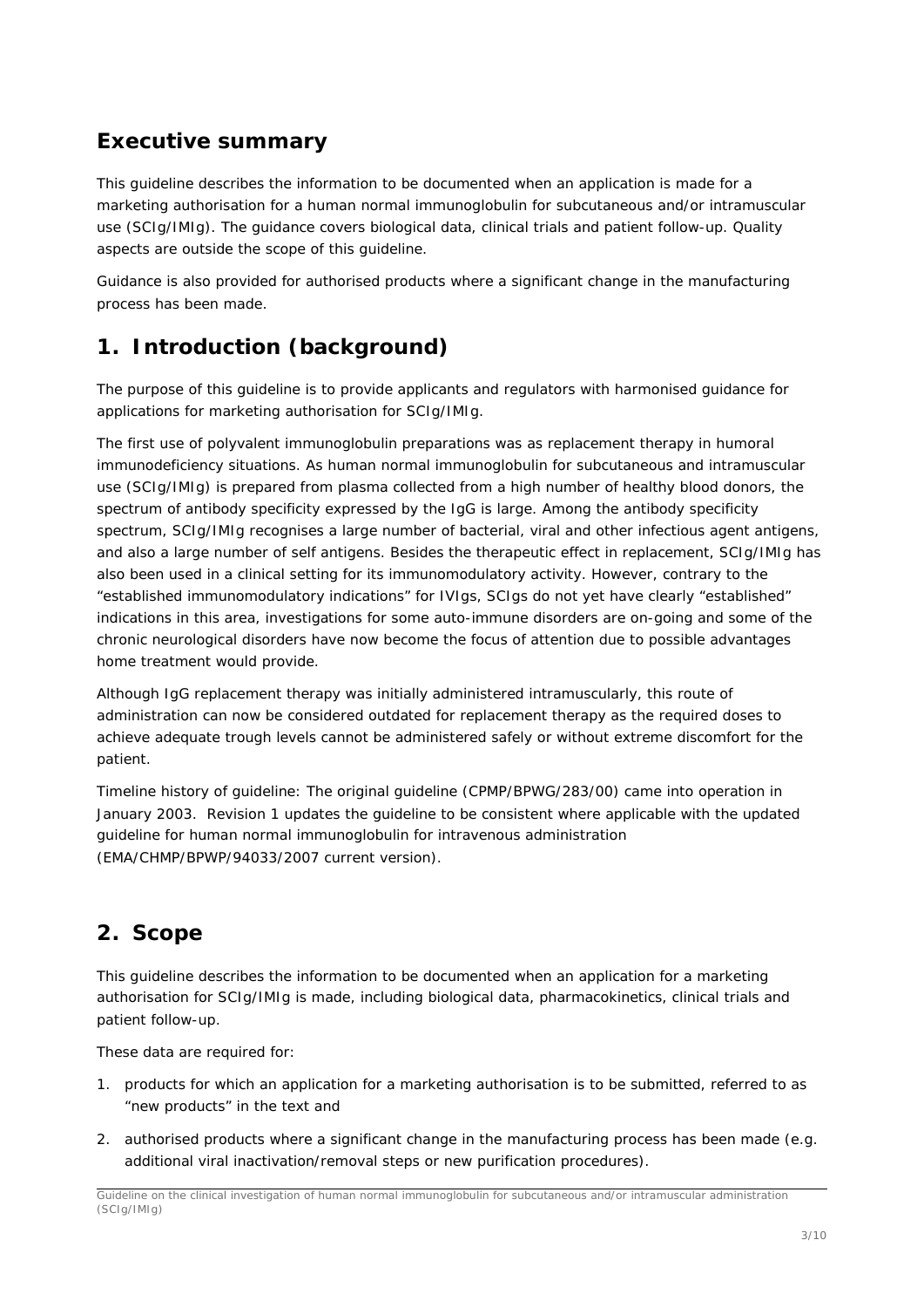## Executive summary

This guideline describes the information to be documented when an application is made for a marketing authorisation for a human normal immunoglobulin for subcutaneous and/or intramuscular use (SCIg/IMIg). The guidance covers biological data, clinical trials and patient follow-up. Quality aspects are outside the scope of this guideline.

Guidance is also provided for authorised products where a significant change in the manufacturing process has been made.

## 1. Introduction (background)

The purpose of this guideline is to provide applicants and regulators with harmonised guidance for applications for marketing authorisation for SCIg/IMIg.

The first use of polyvalent immunoglobulin preparations was as replacement therapy in humoral immunodeficiency situations. As human normal immunoglobulin for subcutaneous and intramuscular use (SCIg/IMIg) is prepared from plasma collected from a high number of healthy blood donors, the spectrum of antibody specificity expressed by the IgG is large. Among the antibody specificity spectrum, SCIg/IMIg recognises a large number of bacterial, viral and other infectious agent antigens, and also a large number of self antigens. Besides the therapeutic effect in replacement, SCIg/IMIg has also been used in a clinical setting for its immunomodulatory activity. However, contrary to the "established immunomodulatory indications" for IVIgs, SCIgs do not yet have clearly "established" indications in this area, investigations for some auto-immune disorders are on-going and some of the chronic neurological disorders have now become the focus of attention due to possible advantages home treatment would provide.

Although IgG replacement therapy was initially administered intramuscularly, this route of administration can now be considered outdated for replacement therapy as the required doses to achieve adequate trough levels cannot be administered safely or without extreme discomfort for the patient.

Timeline history of guideline: The original guideline (CPMP/BPWG/283/00) came into operation in January 2003. Revision 1 updates the guideline to be consistent where applicable with the updated guideline for human normal immunoglobulin for intravenous administration (EMA/CHMP/BPWP/94033/2007 current version).

## 2. Scope

This guideline describes the information to be documented when an application for a marketing authorisation for SCIg/IMIg is made, including biological data, pharmacokinetics, clinical trials and patient follow-up.

These data are required for:

1. products for which an application for a marketing authorisation is to be submitted, referred to as "new products" in the text and
2. authorised products where a significant change in the manufacturing process has been made (e.g. additional viral inactivation/removal steps or new purification procedures).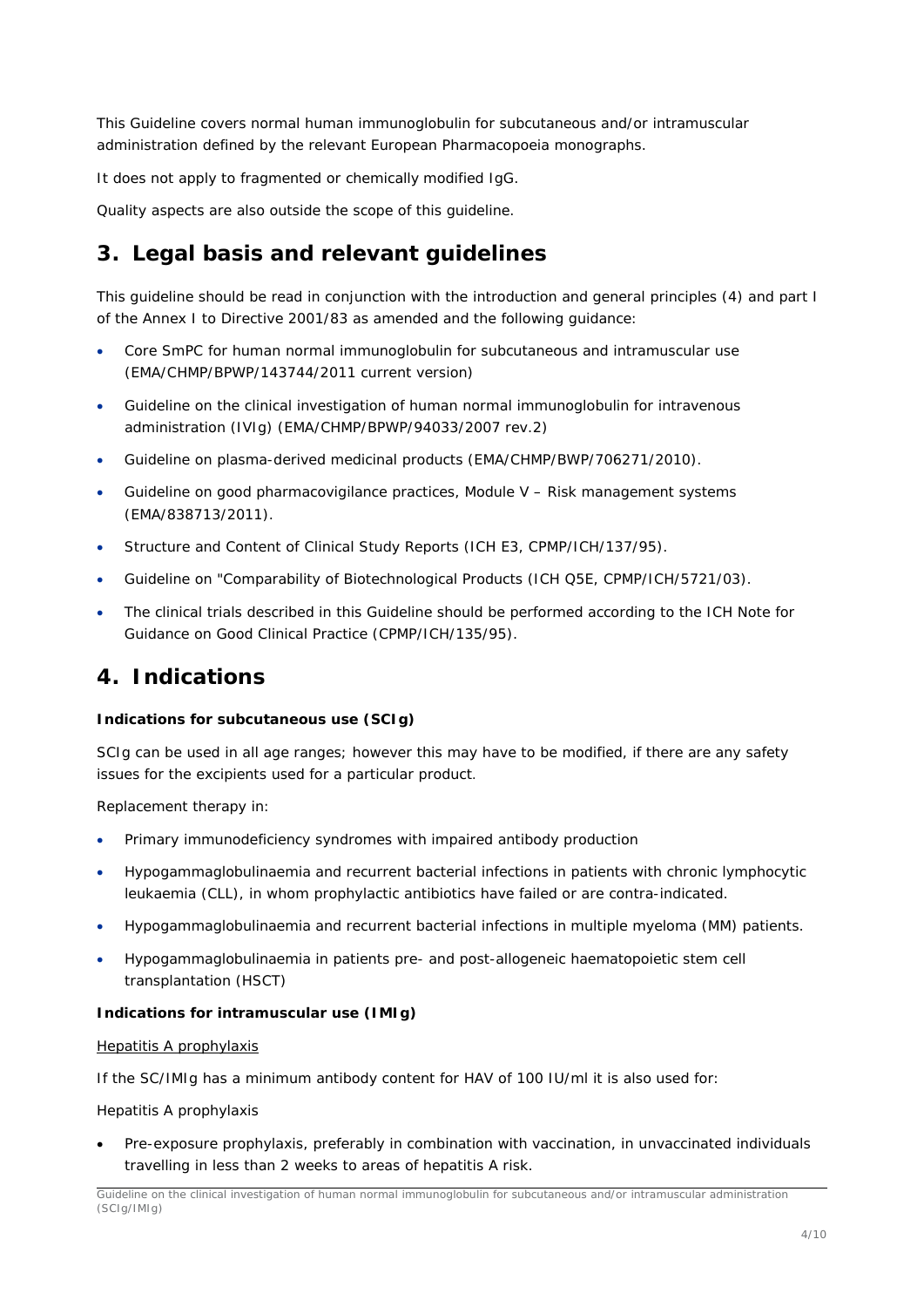This Guideline covers normal human immunoglobulin for subcutaneous and/or intramuscular administration defined by the relevant European Pharmacopoeia monographs.

It does not apply to fragmented or chemically modified IgG.

Quality aspects are also outside the scope of this guideline.

# 3. Legal basis and relevant guidelines

This guideline should be read in conjunction with the introduction and general principles (4) and part I of the Annex I to Directive 2001/83 as amended and the following guidance:

- Core SmPC for human normal immunoglobulin for subcutaneous and intramuscular use (EMA/CHMP/BPWP/143744/2011 current version)
- Guideline on the clinical investigation of human normal immunoglobulin for intravenous administration (IVIg) (EMA/CHMP/BPWP/94033/2007 rev.2)
- Guideline on plasma-derived medicinal products (EMA/CHMP/BWP/706271/2010).
- Guideline on good pharmacovigilance practices, Module V – Risk management systems (EMA/838713/2011).
- Structure and Content of Clinical Study Reports (ICH E3, CPMP/ICH/137/95).
- Guideline on "Comparability of Biotechnological Products (ICH Q5E, CPMP/ICH/5721/03).
- The clinical trials described in this Guideline should be performed according to the ICH Note for Guidance on Good Clinical Practice (CPMP/ICH/135/95).

# 4. Indications

**Indications for subcutaneous use (SCIg)**

SCIg can be used in all age ranges; however this may have to be modified, if there are any safety issues for the excipients used for a particular product.

Replacement therapy in:

- Primary immunodeficiency syndromes with impaired antibody production
- Hypogammaglobulinaemia and recurrent bacterial infections in patients with chronic lymphocytic leukaemia (CLL), in whom prophylactic antibiotics have failed or are contra-indicated.
- Hypogammaglobulinaemia and recurrent bacterial infections in multiple myeloma (MM) patients.
- Hypogammaglobulinaemia in patients pre- and post-allogeneic haematopoietic stem cell transplantation (HSCT)

**Indications for intramuscular use (IMIg)**

Hepatitis A prophylaxis

If the SC/IMIg has a minimum antibody content for HAV of 100 IU/ml it is also used for:

Hepatitis A prophylaxis

- Pre-exposure prophylaxis, preferably in combination with vaccination, in unvaccinated individuals travelling in less than 2 weeks to areas of hepatitis A risk.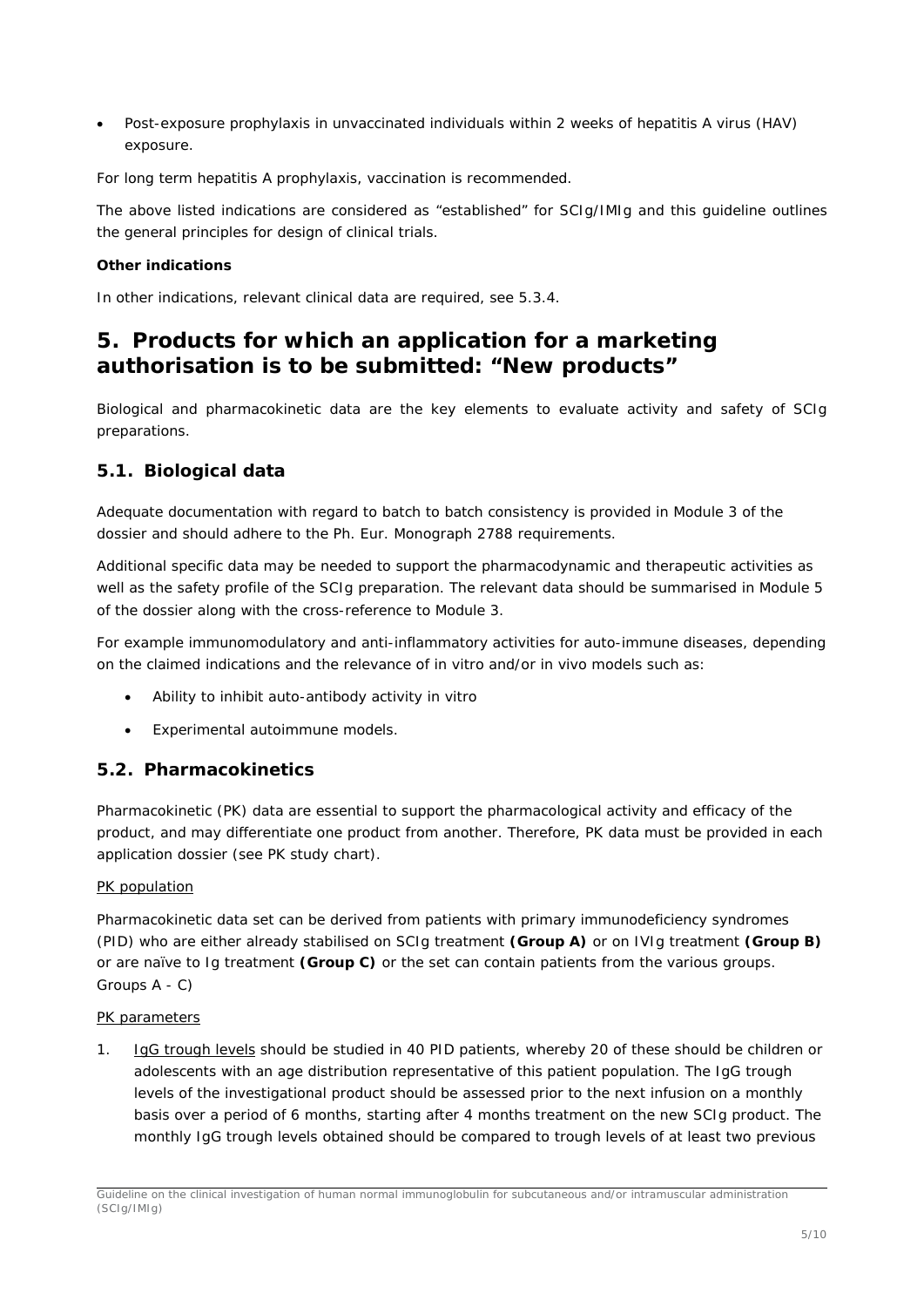- Post-exposure prophylaxis in unvaccinated individuals within 2 weeks of hepatitis A virus (HAV) exposure.

For long term hepatitis A prophylaxis, vaccination is recommended.

The above listed indications are considered as "established" for SCIg/IMIg and this guideline outlines the general principles for design of clinical trials.

**Other indications**

In other indications, relevant clinical data are required, see 5.3.4.

# 5. Products for which an application for a marketing authorisation is to be submitted: "New products"

Biological and pharmacokinetic data are the key elements to evaluate activity and safety of SCIg preparations.

## 5.1. Biological data

Adequate documentation with regard to batch to batch consistency is provided in Module 3 of the dossier and should adhere to the Ph. Eur. Monograph 2788 requirements.

Additional specific data may be needed to support the pharmacodynamic and therapeutic activities as well as the safety profile of the SCIg preparation. The relevant data should be summarised in Module 5 of the dossier along with the cross-reference to Module 3.

For example immunomodulatory and anti-inflammatory activities for auto-immune diseases, depending on the claimed indications and the relevance of in vitro and/or in vivo models such as:

- Ability to inhibit auto-antibody activity in vitro
- Experimental autoimmune models.

## 5.2. Pharmacokinetics

Pharmacokinetic (PK) data are essential to support the pharmacological activity and efficacy of the product, and may differentiate one product from another. Therefore, PK data must be provided in each application dossier (see PK study chart).

PK population

Pharmacokinetic data set can be derived from patients with primary immunodeficiency syndromes (PID) who are either already stabilised on SCIg treatment **(Group A)** or on IVIg treatment **(Group B)** or are naïve to Ig treatment **(Group C)** or the set can contain patients from the various groups. Groups A - C)

PK parameters

1. IgG trough levels should be studied in 40 PID patients, whereby 20 of these should be children or adolescents with an age distribution representative of this patient population. The IgG trough levels of the investigational product should be assessed prior to the next infusion on a monthly basis over a period of 6 months, starting after 4 months treatment on the new SCIg product. The monthly IgG trough levels obtained should be compared to trough levels of at least two previous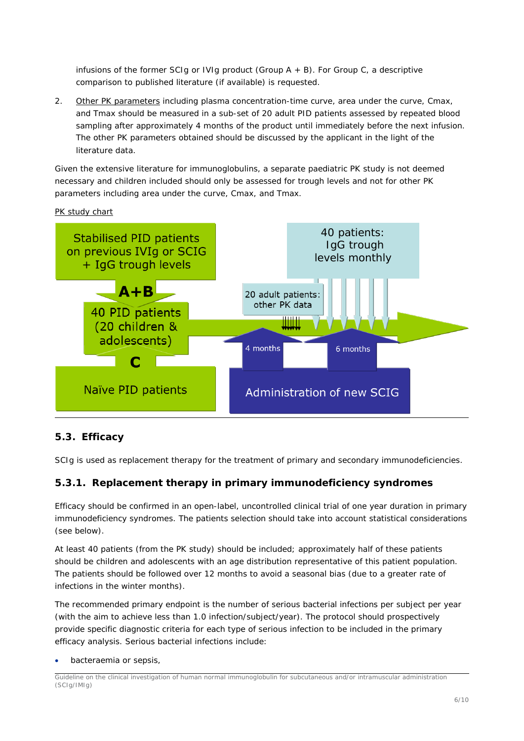infusions of the former SCIg or IVIg product (Group A + B). For Group C, a descriptive comparison to published literature (if available) is requested.

2. Other PK parameters including plasma concentration-time curve, area under the curve, Cmax, and Tmax should be measured in a sub-set of 20 adult PID patients assessed by repeated blood sampling after approximately 4 months of the product until immediately before the next infusion. The other PK parameters obtained should be discussed by the applicant in the light of the literature data.

Given the extensive literature for immunoglobulins, a separate paediatric PK study is not deemed necessary and children included should only be assessed for trough levels and not for other PK parameters including area under the curve, Cmax, and Tmax.

PK study chart

Stabilised PID patients on previous IVIg or SCIG + IgG trough levels

A+B

40 PID patients (20 children & adolescents)

C

Naïve PID patients

40 patients: IgG trough levels monthly

20 adult patients: other PK data

4 months

6 months

Administration of new SCIG

## 5.3. Efficacy

SCIg is used as replacement therapy for the treatment of primary and secondary immunodeficiencies.

### 5.3.1. Replacement therapy in primary immunodeficiency syndromes

Efficacy should be confirmed in an open-label, uncontrolled clinical trial of one year duration in primary immunodeficiency syndromes. The patients selection should take into account statistical considerations (see below).

At least 40 patients (from the PK study) should be included; approximately half of these patients should be children and adolescents with an age distribution representative of this patient population. The patients should be followed over 12 months to avoid a seasonal bias (due to a greater rate of infections in the winter months).

The recommended primary endpoint is the number of serious bacterial infections per subject per year (with the aim to achieve less than 1.0 infection/subject/year). The protocol should prospectively provide specific diagnostic criteria for each type of serious infection to be included in the primary efficacy analysis. Serious bacterial infections include:

- bacteraemia or sepsis,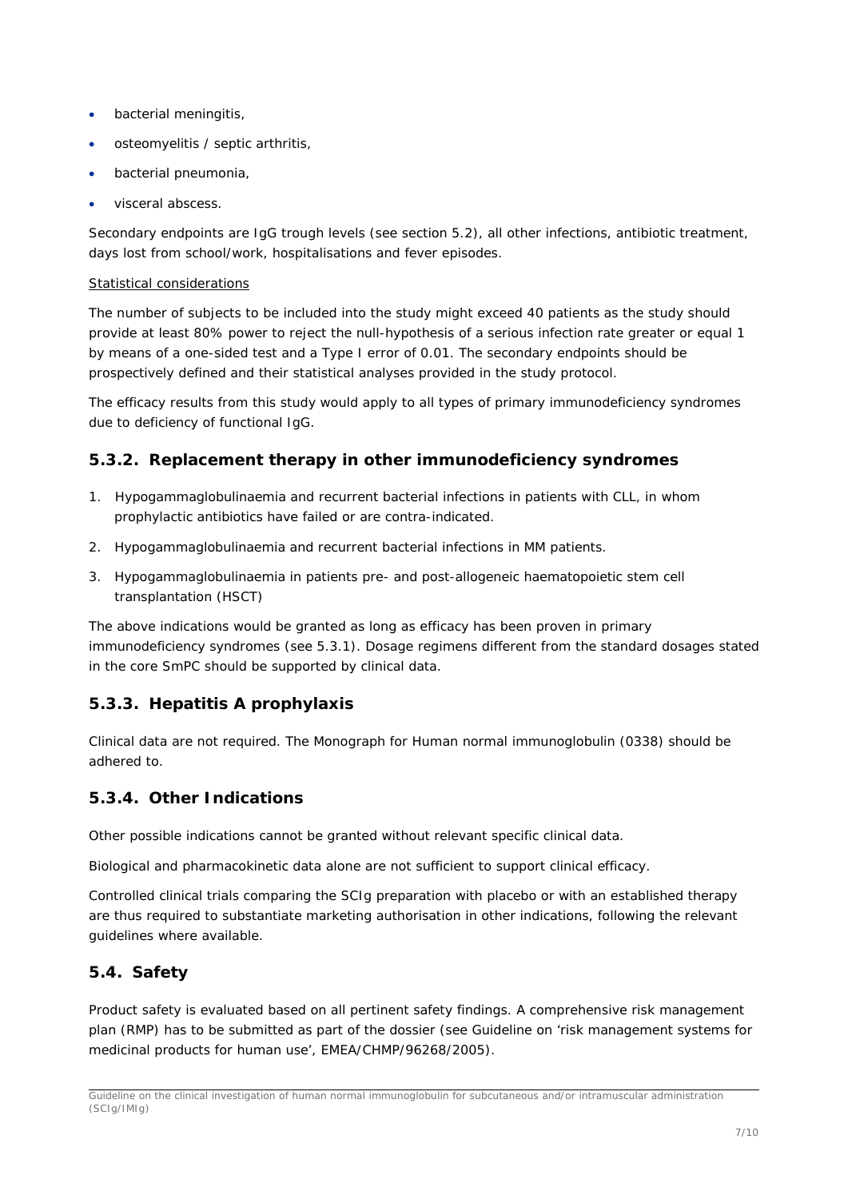- bacterial meningitis,
- osteomyelitis / septic arthritis,
- bacterial pneumonia,
- visceral abscess.

Secondary endpoints are IgG trough levels (see section 5.2), all other infections, antibiotic treatment, days lost from school/work, hospitalisations and fever episodes.

Statistical considerations

The number of subjects to be included into the study might exceed 40 patients as the study should provide at least 80% power to reject the null-hypothesis of a serious infection rate greater or equal 1 by means of a one-sided test and a Type I error of 0.01. The secondary endpoints should be prospectively defined and their statistical analyses provided in the study protocol.

The efficacy results from this study would apply to all types of primary immunodeficiency syndromes due to deficiency of functional IgG.

### 5.3.2. Replacement therapy in other immunodeficiency syndromes

1. Hypogammaglobulinaemia and recurrent bacterial infections in patients with CLL, in whom prophylactic antibiotics have failed or are contra-indicated.
2. Hypogammaglobulinaemia and recurrent bacterial infections in MM patients.
3. Hypogammaglobulinaemia in patients pre- and post-allogeneic haematopoietic stem cell transplantation (HSCT)

The above indications would be granted as long as efficacy has been proven in primary immunodeficiency syndromes (see 5.3.1). Dosage regimens different from the standard dosages stated in the core SmPC should be supported by clinical data.

### 5.3.3. Hepatitis A prophylaxis

Clinical data are not required. The Monograph for Human normal immunoglobulin (0338) should be adhered to.

### 5.3.4. Other Indications

Other possible indications cannot be granted without relevant specific clinical data.

Biological and pharmacokinetic data alone are not sufficient to support clinical efficacy.

Controlled clinical trials comparing the SCIg preparation with placebo or with an established therapy are thus required to substantiate marketing authorisation in other indications, following the relevant guidelines where available.

## 5.4. Safety

Product safety is evaluated based on all pertinent safety findings. A comprehensive risk management plan (RMP) has to be submitted as part of the dossier (see Guideline on 'risk management systems for medicinal products for human use', EMEA/CHMP/96268/2005).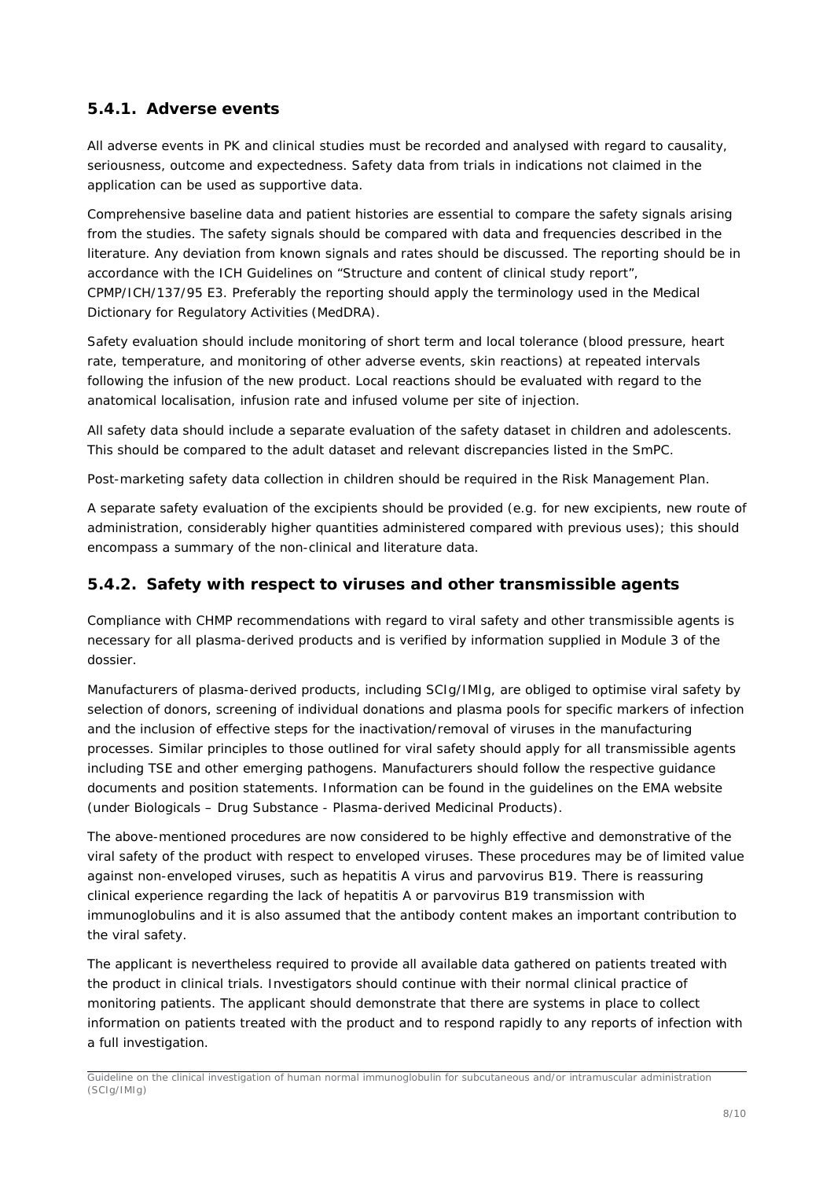### 5.4.1. Adverse events

All adverse events in PK and clinical studies must be recorded and analysed with regard to causality, seriousness, outcome and expectedness. Safety data from trials in indications not claimed in the application can be used as supportive data.

Comprehensive baseline data and patient histories are essential to compare the safety signals arising from the studies. The safety signals should be compared with data and frequencies described in the literature. Any deviation from known signals and rates should be discussed. The reporting should be in accordance with the ICH Guidelines on "Structure and content of clinical study report", CPMP/ICH/137/95 E3. Preferably the reporting should apply the terminology used in the Medical Dictionary for Regulatory Activities (MedDRA).

Safety evaluation should include monitoring of short term and local tolerance (blood pressure, heart rate, temperature, and monitoring of other adverse events, skin reactions) at repeated intervals following the infusion of the new product. Local reactions should be evaluated with regard to the anatomical localisation, infusion rate and infused volume per site of injection.

All safety data should include a separate evaluation of the safety dataset in children and adolescents. This should be compared to the adult dataset and relevant discrepancies listed in the SmPC.

Post-marketing safety data collection in children should be required in the Risk Management Plan.

A separate safety evaluation of the excipients should be provided (e.g. for new excipients, new route of administration, considerably higher quantities administered compared with previous uses); this should encompass a summary of the non-clinical and literature data.

### 5.4.2. Safety with respect to viruses and other transmissible agents

Compliance with CHMP recommendations with regard to viral safety and other transmissible agents is necessary for all plasma-derived products and is verified by information supplied in Module 3 of the dossier.

Manufacturers of plasma-derived products, including SCIg/IMIg, are obliged to optimise viral safety by selection of donors, screening of individual donations and plasma pools for specific markers of infection and the inclusion of effective steps for the inactivation/removal of viruses in the manufacturing processes. Similar principles to those outlined for viral safety should apply for all transmissible agents including TSE and other emerging pathogens. Manufacturers should follow the respective guidance documents and position statements. Information can be found in the guidelines on the EMA website (under Biologicals – Drug Substance - Plasma-derived Medicinal Products).

The above-mentioned procedures are now considered to be highly effective and demonstrative of the viral safety of the product with respect to enveloped viruses. These procedures may be of limited value against non-enveloped viruses, such as hepatitis A virus and parvovirus B19. There is reassuring clinical experience regarding the lack of hepatitis A or parvovirus B19 transmission with immunoglobulins and it is also assumed that the antibody content makes an important contribution to the viral safety.

The applicant is nevertheless required to provide all available data gathered on patients treated with the product in clinical trials. Investigators should continue with their normal clinical practice of monitoring patients. The applicant should demonstrate that there are systems in place to collect information on patients treated with the product and to respond rapidly to any reports of infection with a full investigation.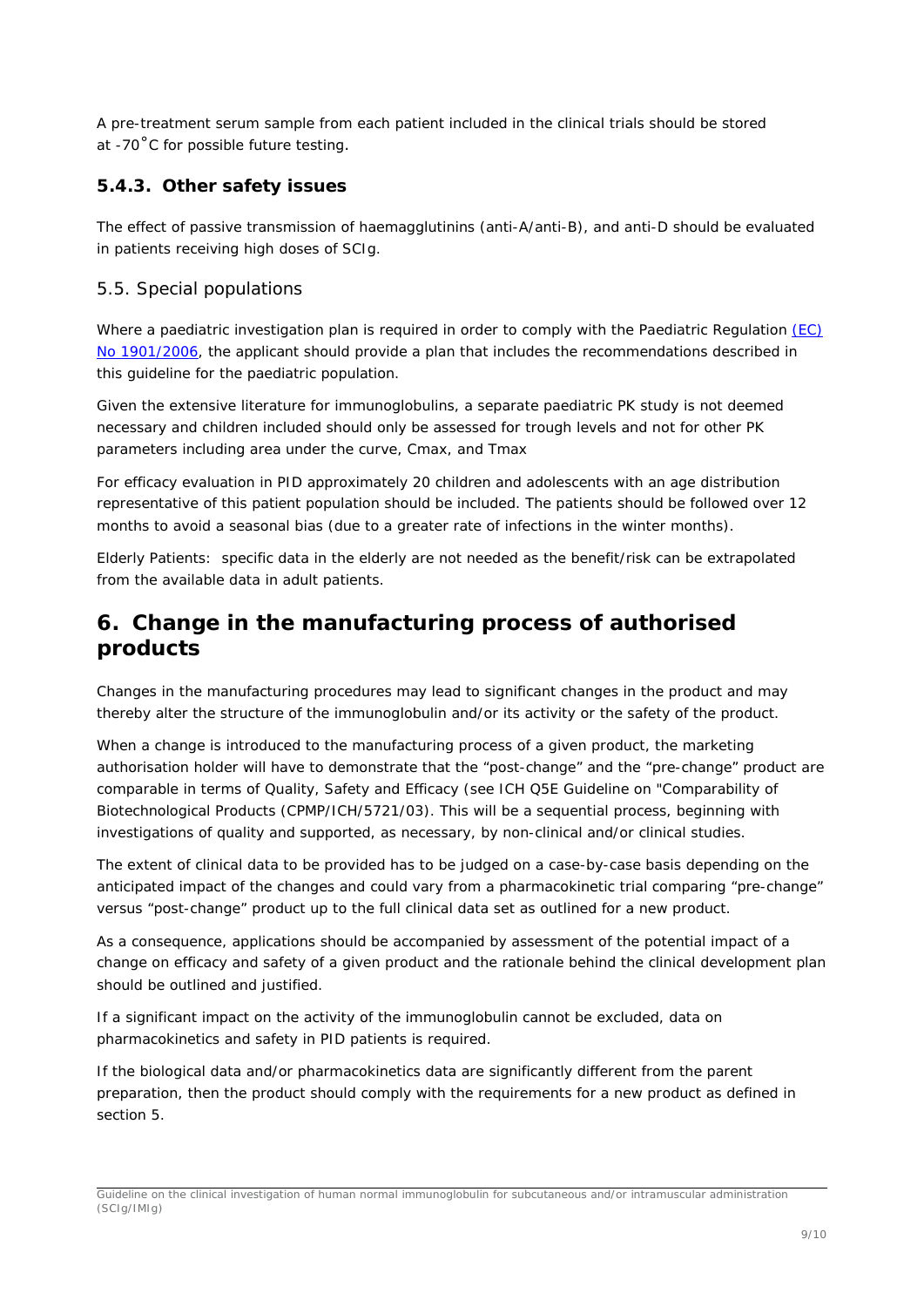A pre-treatment serum sample from each patient included in the clinical trials should be stored at -70˚C for possible future testing.

### 5.4.3. Other safety issues

The effect of passive transmission of haemagglutinins (anti-A/anti-B), and anti-D should be evaluated in patients receiving high doses of SCIg.

## 5.5. Special populations

Where a paediatric investigation plan is required in order to comply with the Paediatric Regulation (EC) No 1901/2006, the applicant should provide a plan that includes the recommendations described in this guideline for the paediatric population.

Given the extensive literature for immunoglobulins, a separate paediatric PK study is not deemed necessary and children included should only be assessed for trough levels and not for other PK parameters including area under the curve, Cmax, and Tmax

For efficacy evaluation in PID approximately 20 children and adolescents with an age distribution representative of this patient population should be included. The patients should be followed over 12 months to avoid a seasonal bias (due to a greater rate of infections in the winter months).

Elderly Patients: specific data in the elderly are not needed as the benefit/risk can be extrapolated from the available data in adult patients.

# 6. Change in the manufacturing process of authorised products

Changes in the manufacturing procedures may lead to significant changes in the product and may thereby alter the structure of the immunoglobulin and/or its activity or the safety of the product.

When a change is introduced to the manufacturing process of a given product, the marketing authorisation holder will have to demonstrate that the "post-change" and the "pre-change" product are comparable in terms of Quality, Safety and Efficacy (see ICH Q5E Guideline on "Comparability of Biotechnological Products (CPMP/ICH/5721/03). This will be a sequential process, beginning with investigations of quality and supported, as necessary, by non-clinical and/or clinical studies.

The extent of clinical data to be provided has to be judged on a case-by-case basis depending on the anticipated impact of the changes and could vary from a pharmacokinetic trial comparing "pre-change" versus "post-change" product up to the full clinical data set as outlined for a new product.

As a consequence, applications should be accompanied by assessment of the potential impact of a change on efficacy and safety of a given product and the rationale behind the clinical development plan should be outlined and justified.

If a significant impact on the activity of the immunoglobulin cannot be excluded, data on pharmacokinetics and safety in PID patients is required.

If the biological data and/or pharmacokinetics data are significantly different from the parent preparation, then the product should comply with the requirements for a new product as defined in section 5.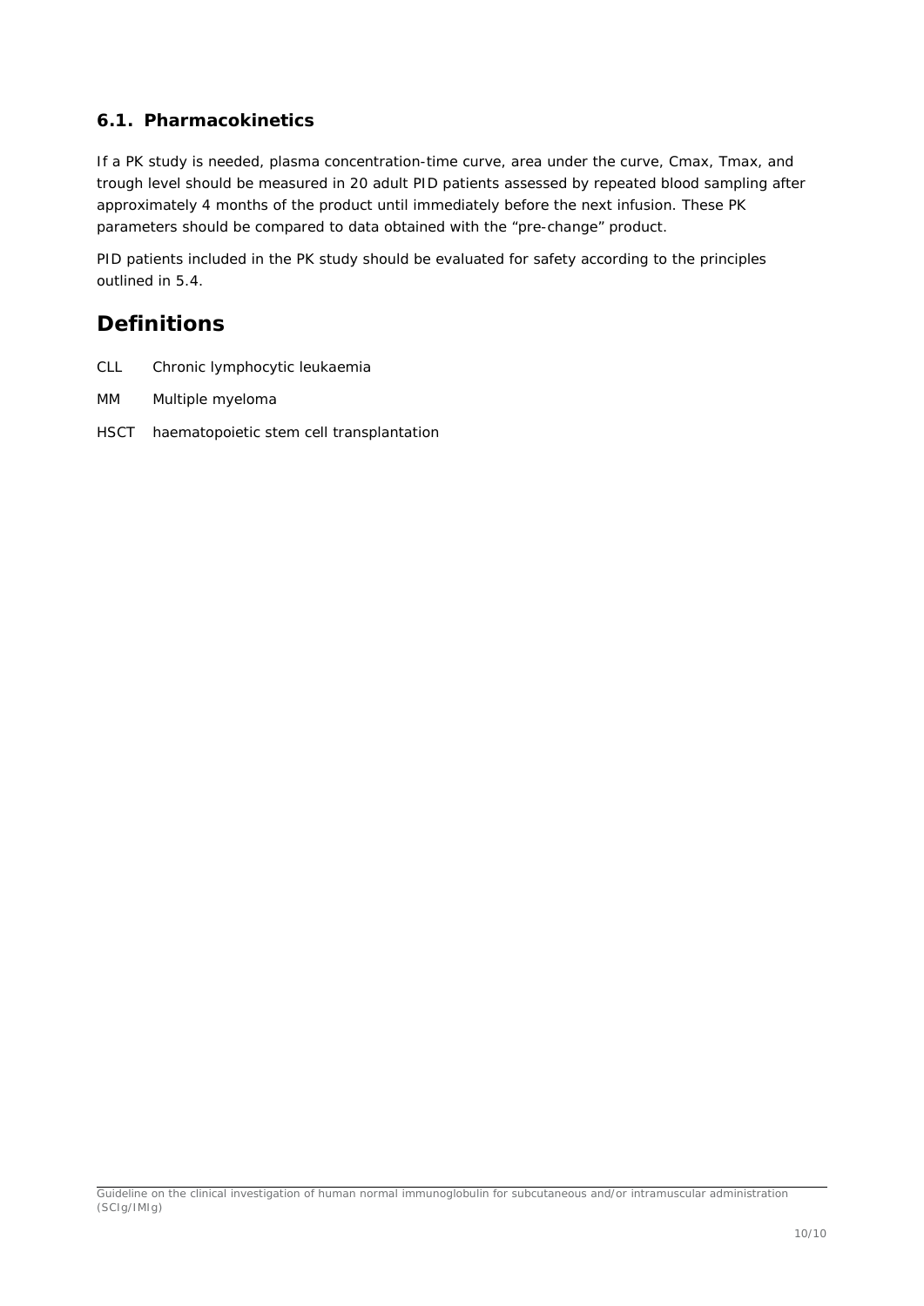### 6.1. Pharmacokinetics

If a PK study is needed, plasma concentration-time curve, area under the curve, Cmax, Tmax, and trough level should be measured in 20 adult PID patients assessed by repeated blood sampling after approximately 4 months of the product until immediately before the next infusion. These PK parameters should be compared to data obtained with the "pre-change" product.

PID patients included in the PK study should be evaluated for safety according to the principles outlined in 5.4.

## Definitions

CLL Chronic lymphocytic leukaemia

MM Multiple myeloma

HSCT haematopoietic stem cell transplantation